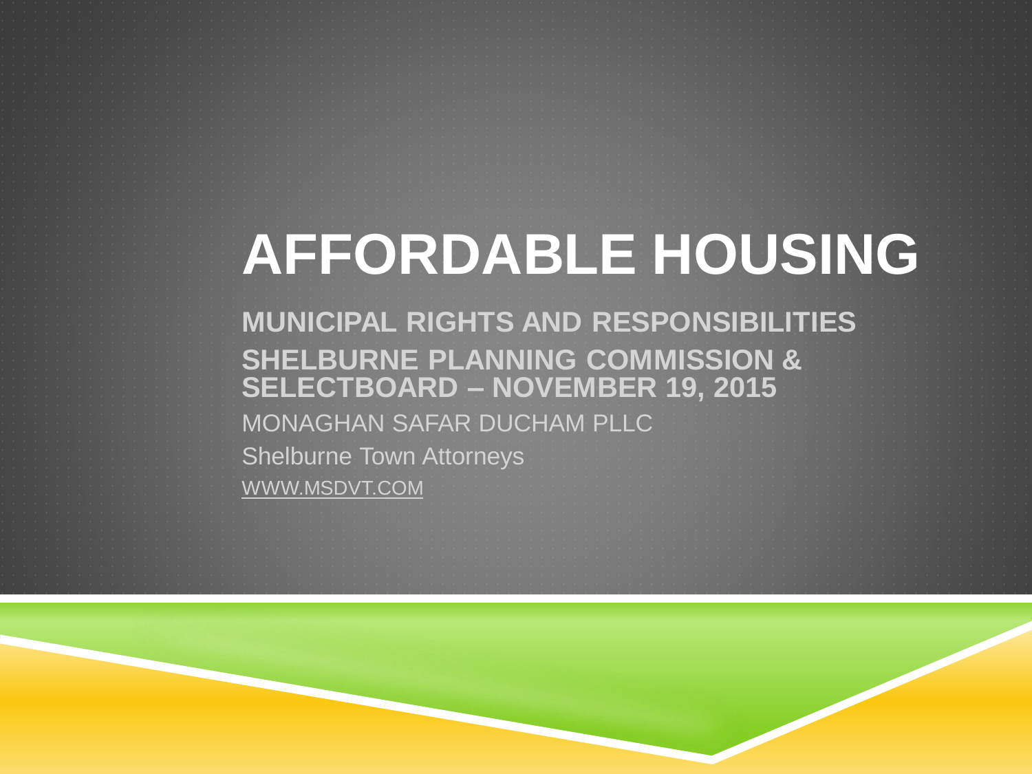# AFFORDABLE HOUSING

**MUNICIPAL RIGHTS AND RESPONSIBILITIES**

**SHELBURNE PLANNING COMMISSION & SELECTBOARD – NOVEMBER 19, 2015**

MONAGHAN SAFAR DUCHAM PLLC

Shelburne Town Attorneys

WWW.MSDVT.COM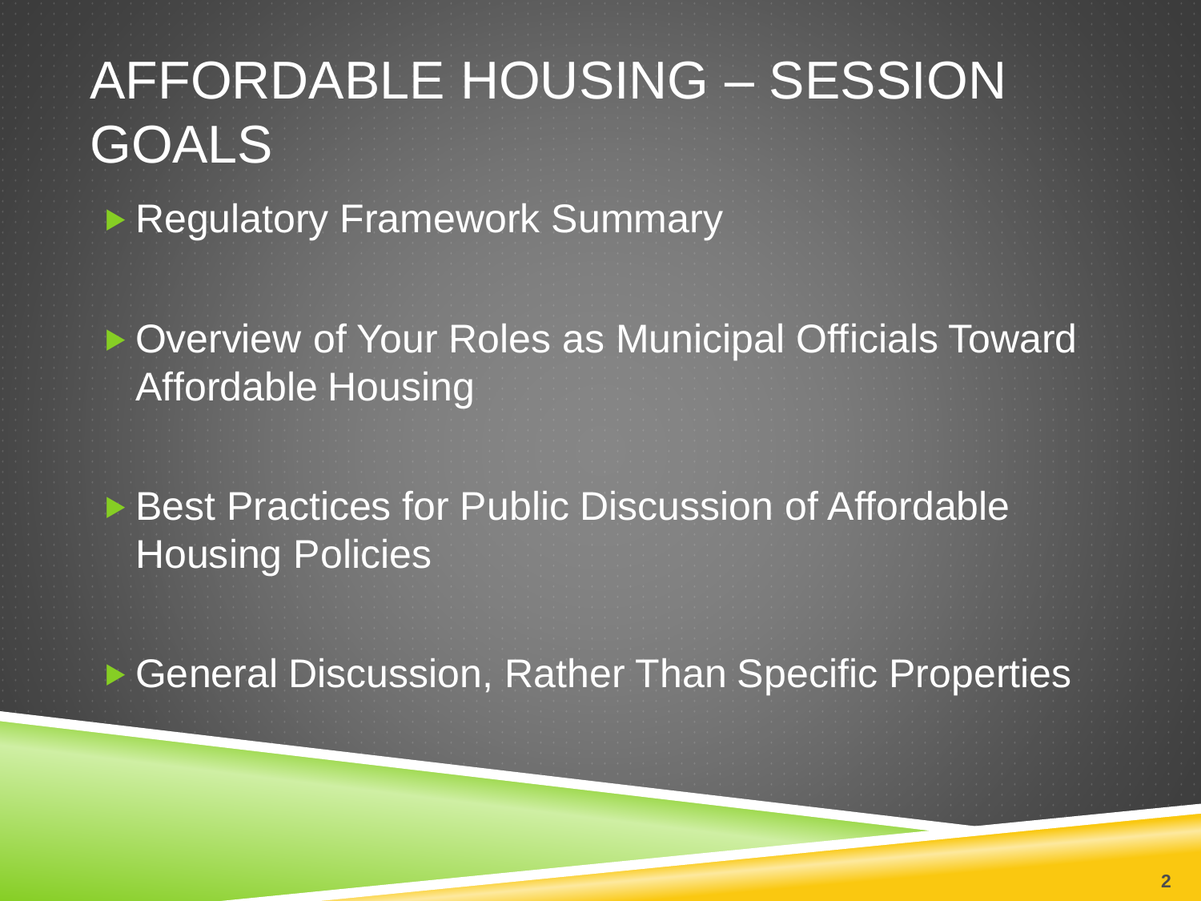# AFFORDABLE HOUSING – SESSION GOALS

- Regulatory Framework Summary
- Overview of Your Roles as Municipal Officials Toward Affordable Housing
- Best Practices for Public Discussion of Affordable Housing Policies
- General Discussion, Rather Than Specific Properties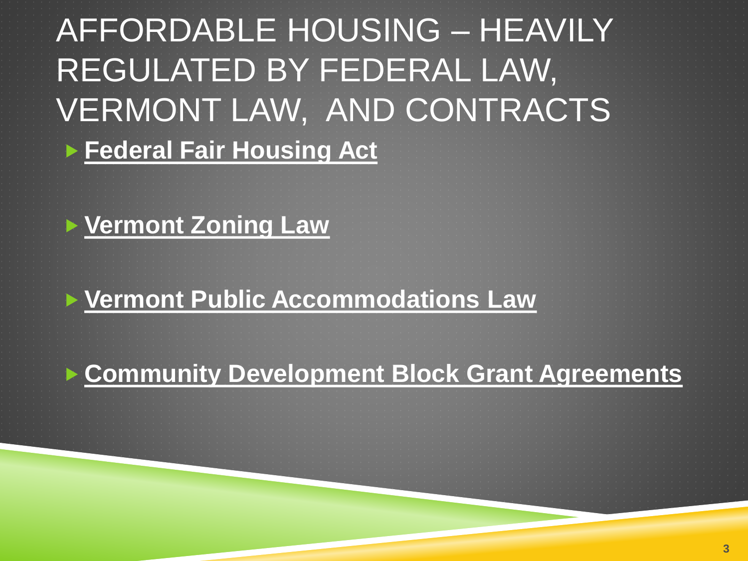# AFFORDABLE HOUSING – HEAVILY REGULATED BY FEDERAL LAW, VERMONT LAW, AND CONTRACTS

- **Federal Fair Housing Act**
- **Vermont Zoning Law**
- **Vermont Public Accommodations Law**
- **Community Development Block Grant Agreements**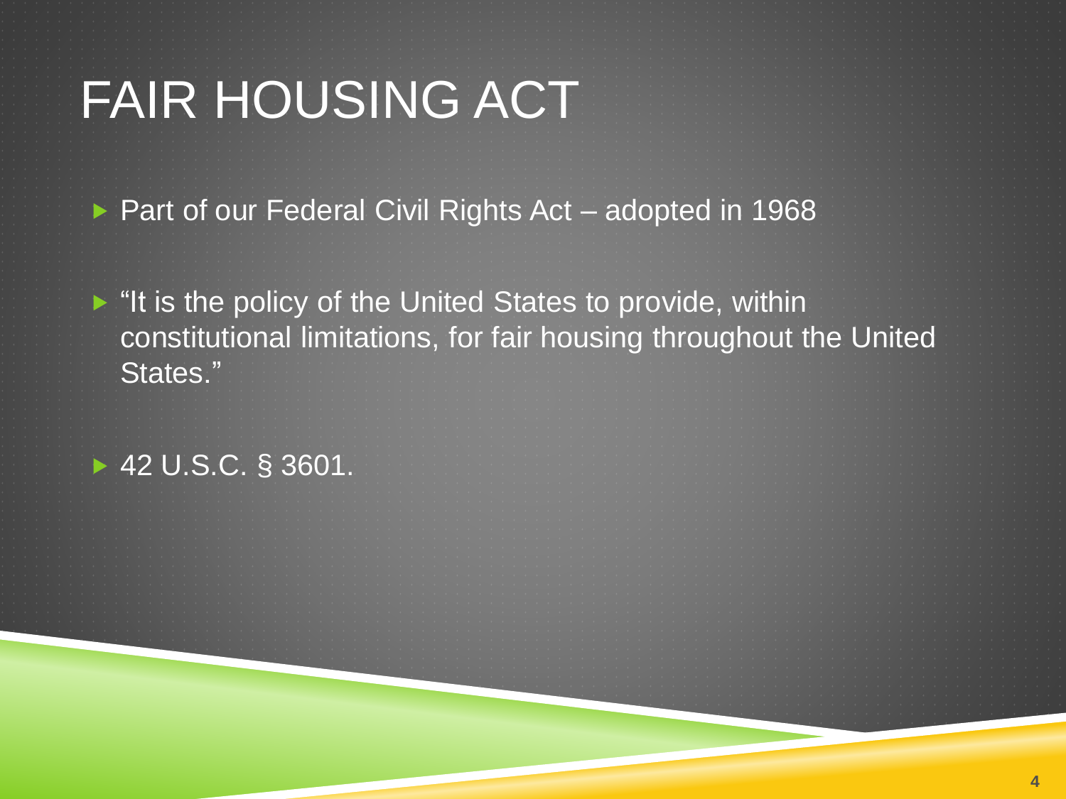# FAIR HOUSING ACT

- Part of our Federal Civil Rights Act – adopted in 1968
- "It is the policy of the United States to provide, within constitutional limitations, for fair housing throughout the United States."
- 42 U.S.C. § 3601.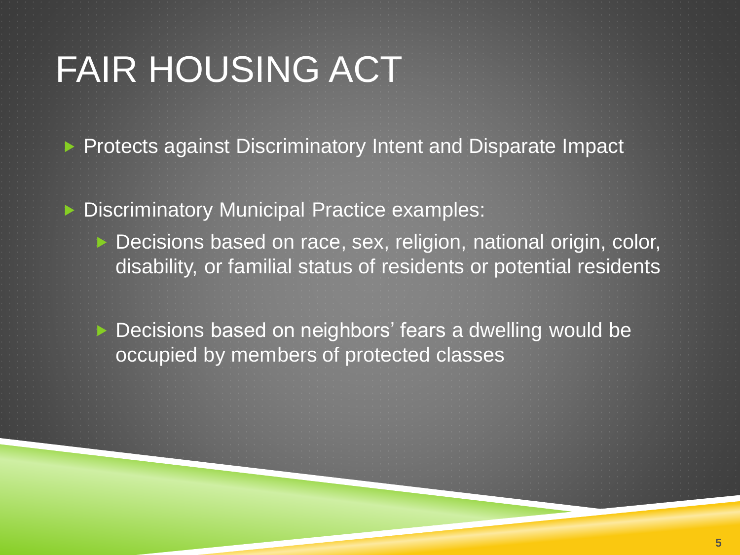# FAIR HOUSING ACT

- Protects against Discriminatory Intent and Disparate Impact
- Discriminatory Municipal Practice examples:
  - Decisions based on race, sex, religion, national origin, color, disability, or familial status of residents or potential residents
  - Decisions based on neighbors' fears a dwelling would be occupied by members of protected classes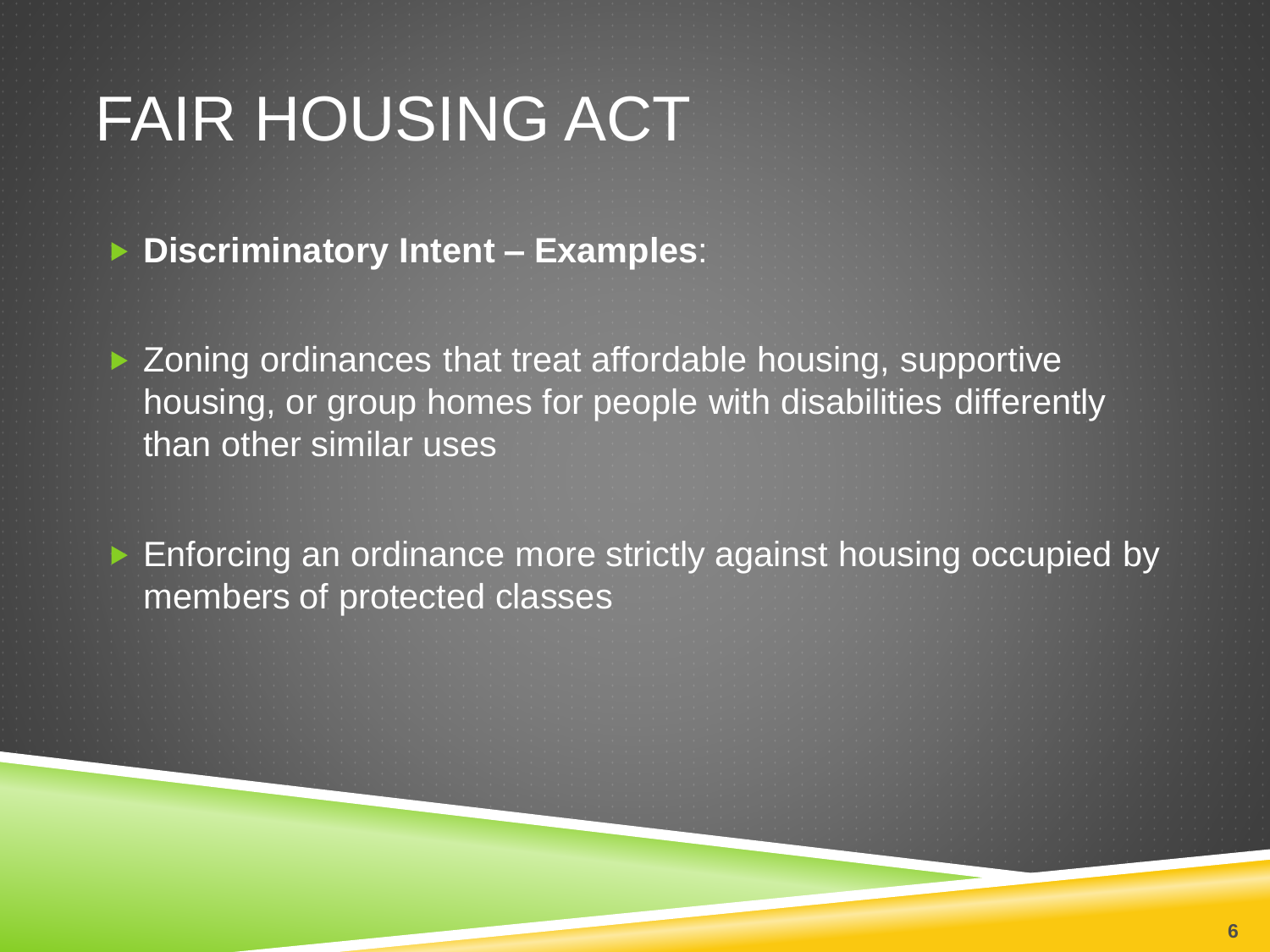# FAIR HOUSING ACT

- **Discriminatory Intent – Examples**:

- Zoning ordinances that treat affordable housing, supportive housing, or group homes for people with disabilities differently than other similar uses

- Enforcing an ordinance more strictly against housing occupied by members of protected classes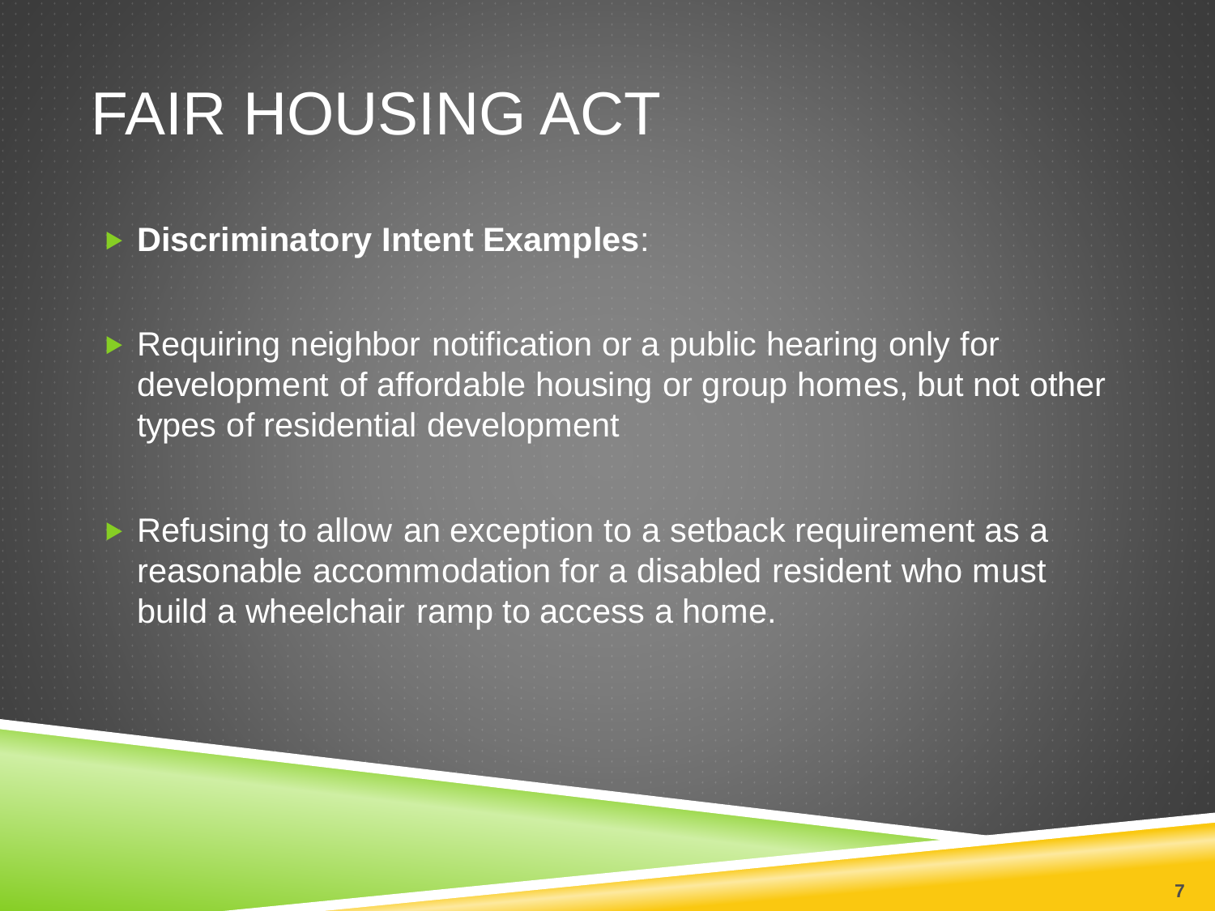# FAIR HOUSING ACT

- **Discriminatory Intent Examples**:
- Requiring neighbor notification or a public hearing only for development of affordable housing or group homes, but not other types of residential development
- Refusing to allow an exception to a setback requirement as a reasonable accommodation for a disabled resident who must build a wheelchair ramp to access a home.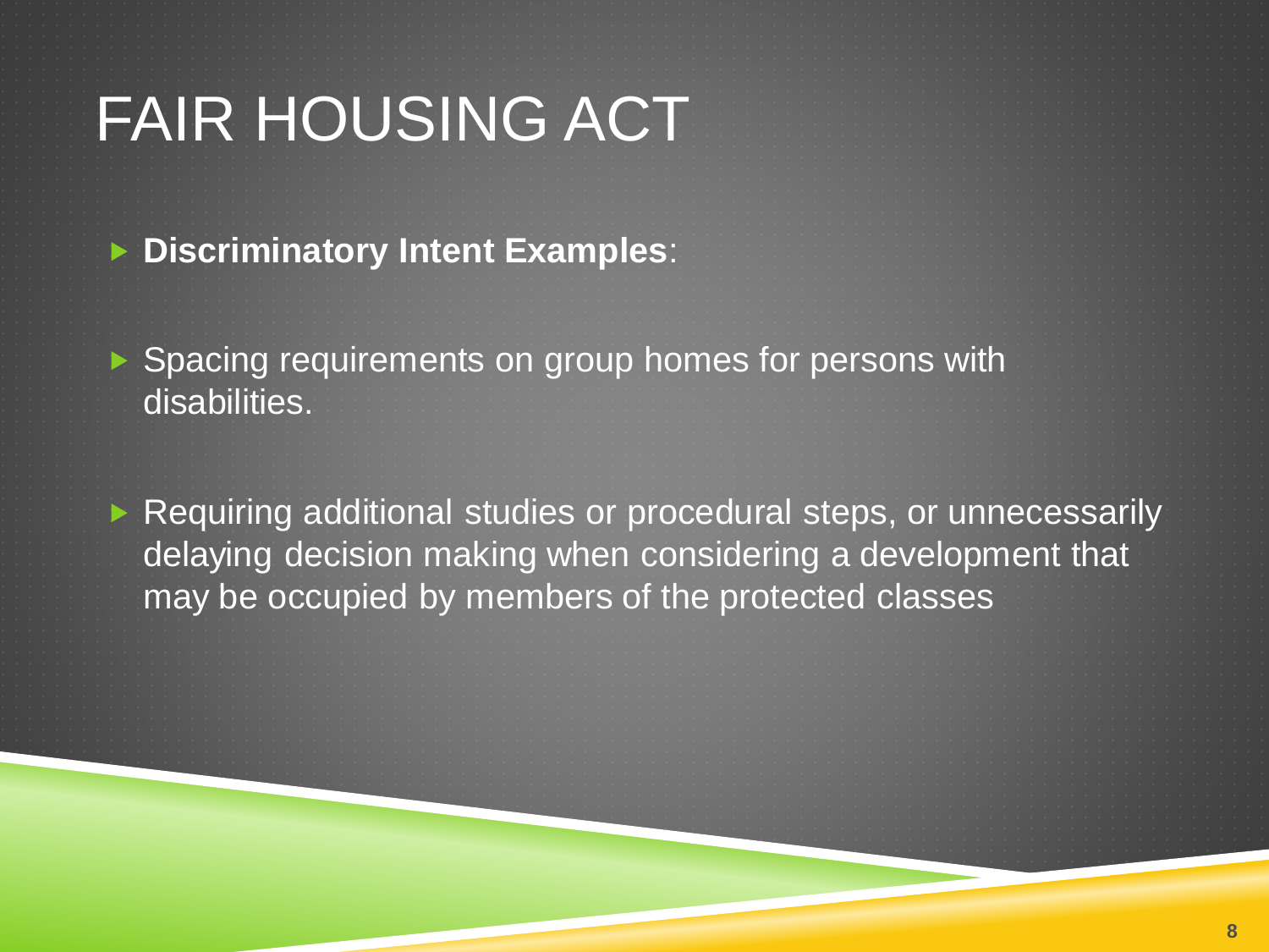# FAIR HOUSING ACT

- **Discriminatory Intent Examples**:

- Spacing requirements on group homes for persons with disabilities.

- Requiring additional studies or procedural steps, or unnecessarily delaying decision making when considering a development that may be occupied by members of the protected classes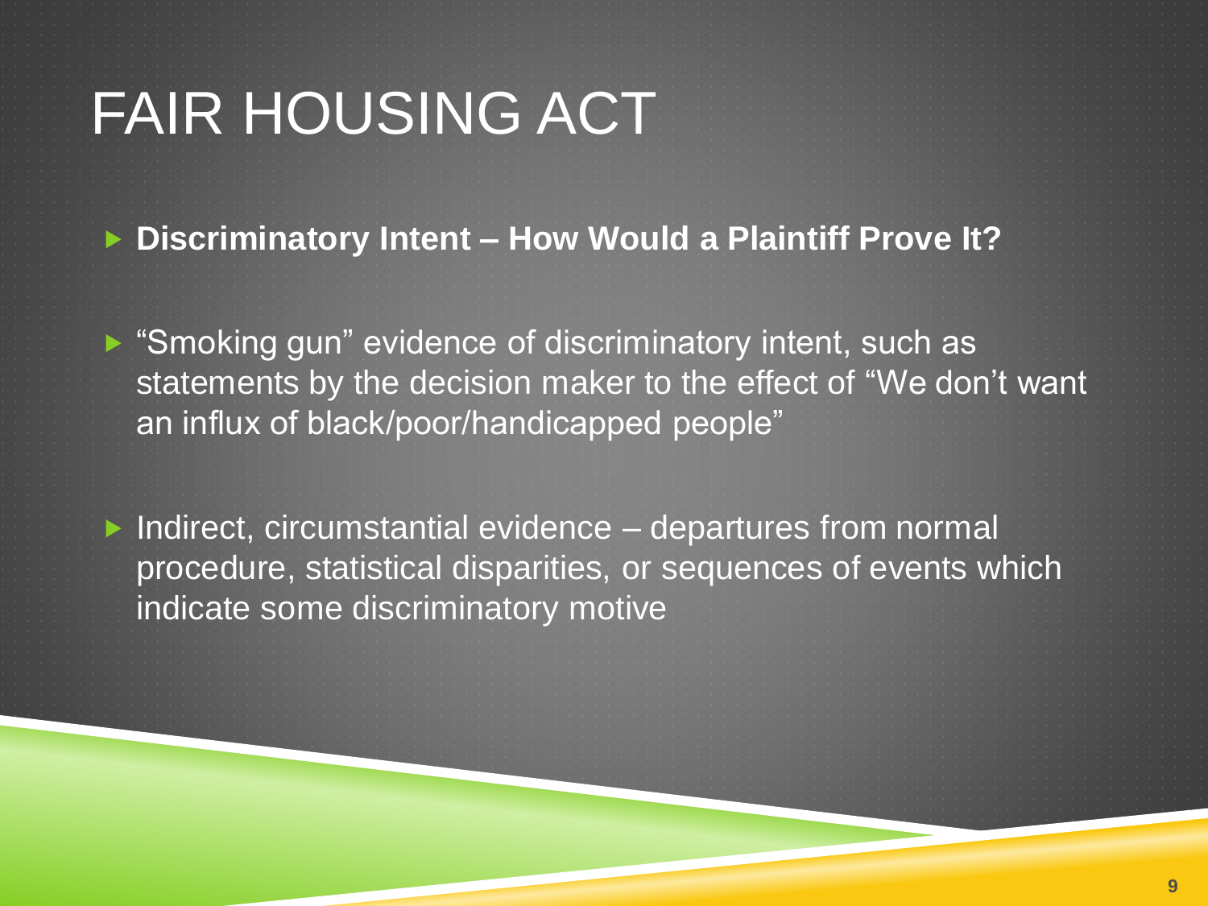# FAIR HOUSING ACT

- **Discriminatory Intent – How Would a Plaintiff Prove It?**

- "Smoking gun" evidence of discriminatory intent, such as statements by the decision maker to the effect of "We don't want an influx of black/poor/handicapped people"

- Indirect, circumstantial evidence – departures from normal procedure, statistical disparities, or sequences of events which indicate some discriminatory motive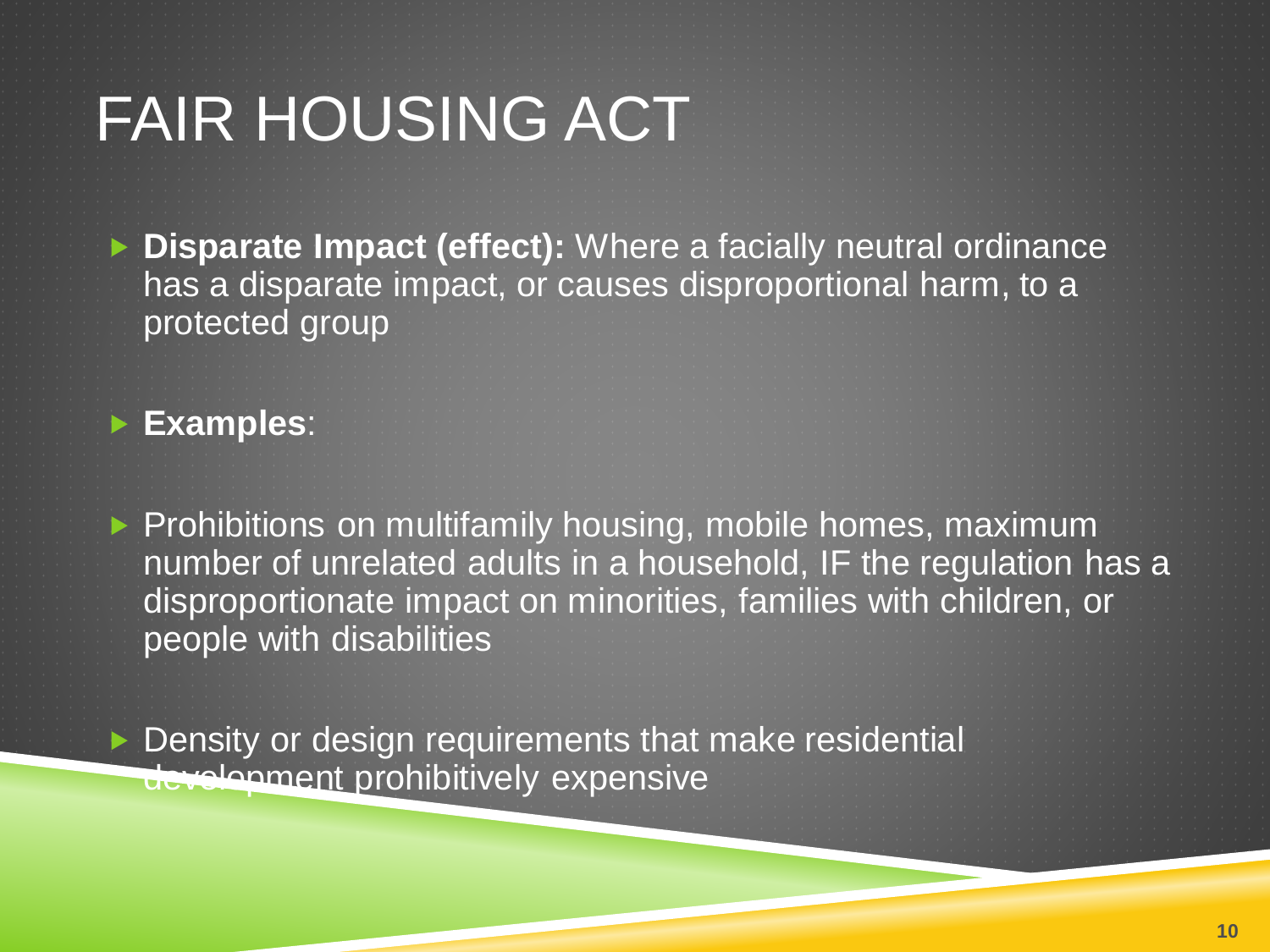# FAIR HOUSING ACT

- **Disparate Impact (effect):** Where a facially neutral ordinance has a disparate impact, or causes disproportional harm, to a protected group

- **Examples**:

- Prohibitions on multifamily housing, mobile homes, maximum number of unrelated adults in a household, IF the regulation has a disproportionate impact on minorities, families with children, or people with disabilities

- Density or design requirements that make residential development prohibitively expensive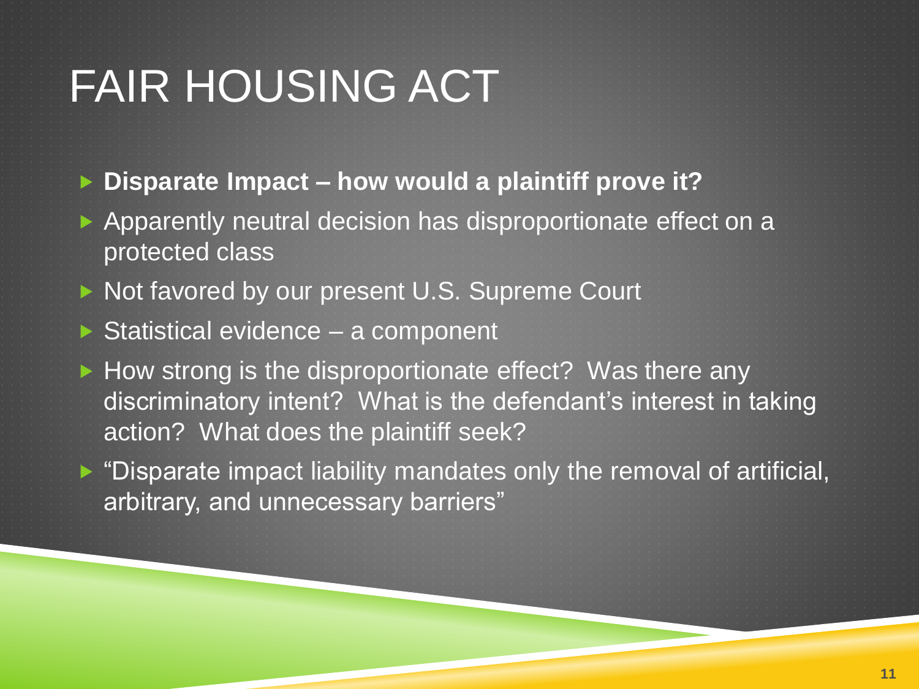# FAIR HOUSING ACT

- **Disparate Impact – how would a plaintiff prove it?**
- Apparently neutral decision has disproportionate effect on a protected class
- Not favored by our present U.S. Supreme Court
- Statistical evidence – a component
- How strong is the disproportionate effect? Was there any discriminatory intent? What is the defendant's interest in taking action? What does the plaintiff seek?
- "Disparate impact liability mandates only the removal of artificial, arbitrary, and unnecessary barriers"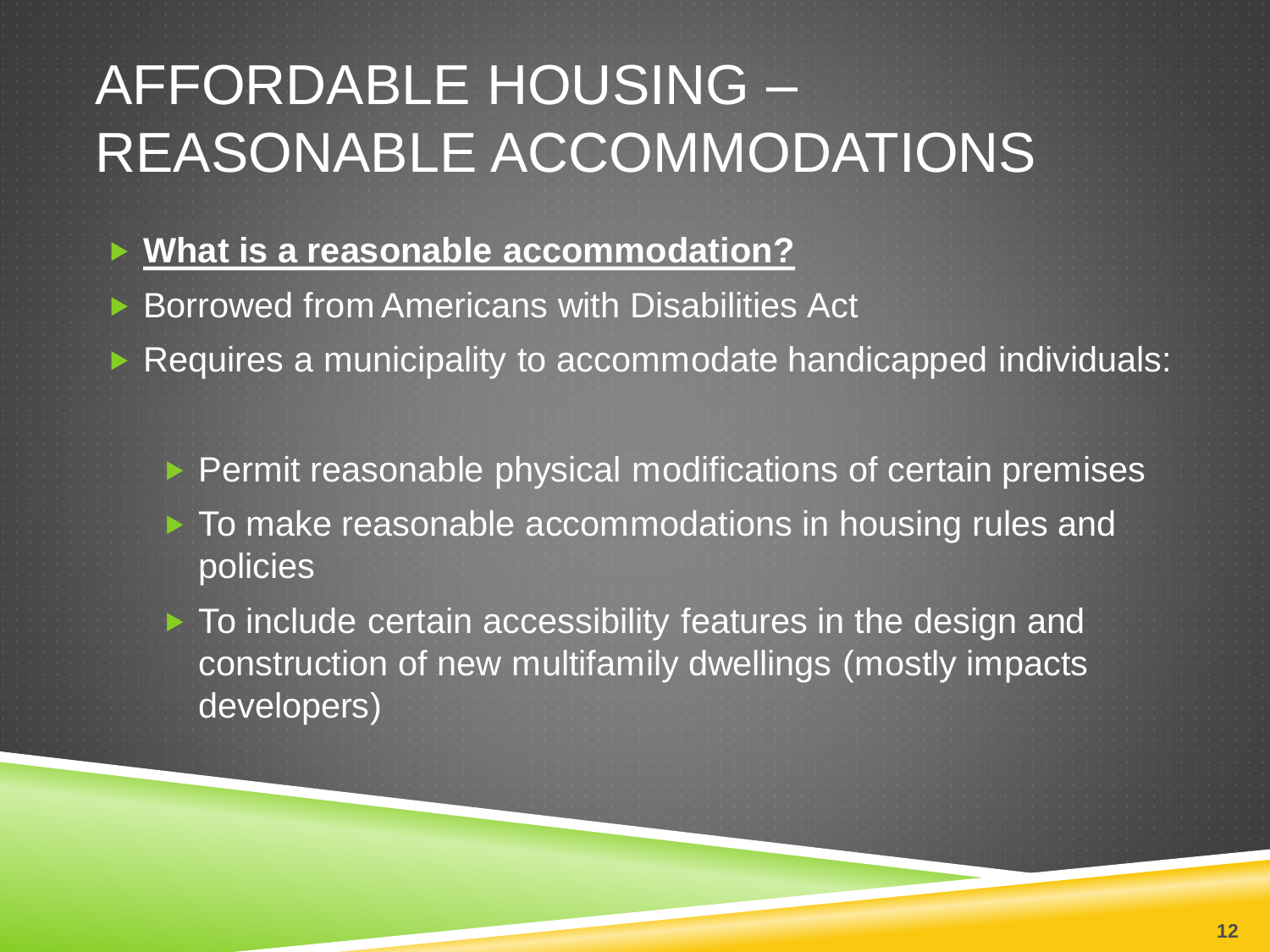# AFFORDABLE HOUSING – REASONABLE ACCOMMODATIONS

- **<u>What is a reasonable accommodation?</u>**
- Borrowed from Americans with Disabilities Act
- Requires a municipality to accommodate handicapped individuals:
  - Permit reasonable physical modifications of certain premises
  - To make reasonable accommodations in housing rules and policies
  - To include certain accessibility features in the design and construction of new multifamily dwellings (mostly impacts developers)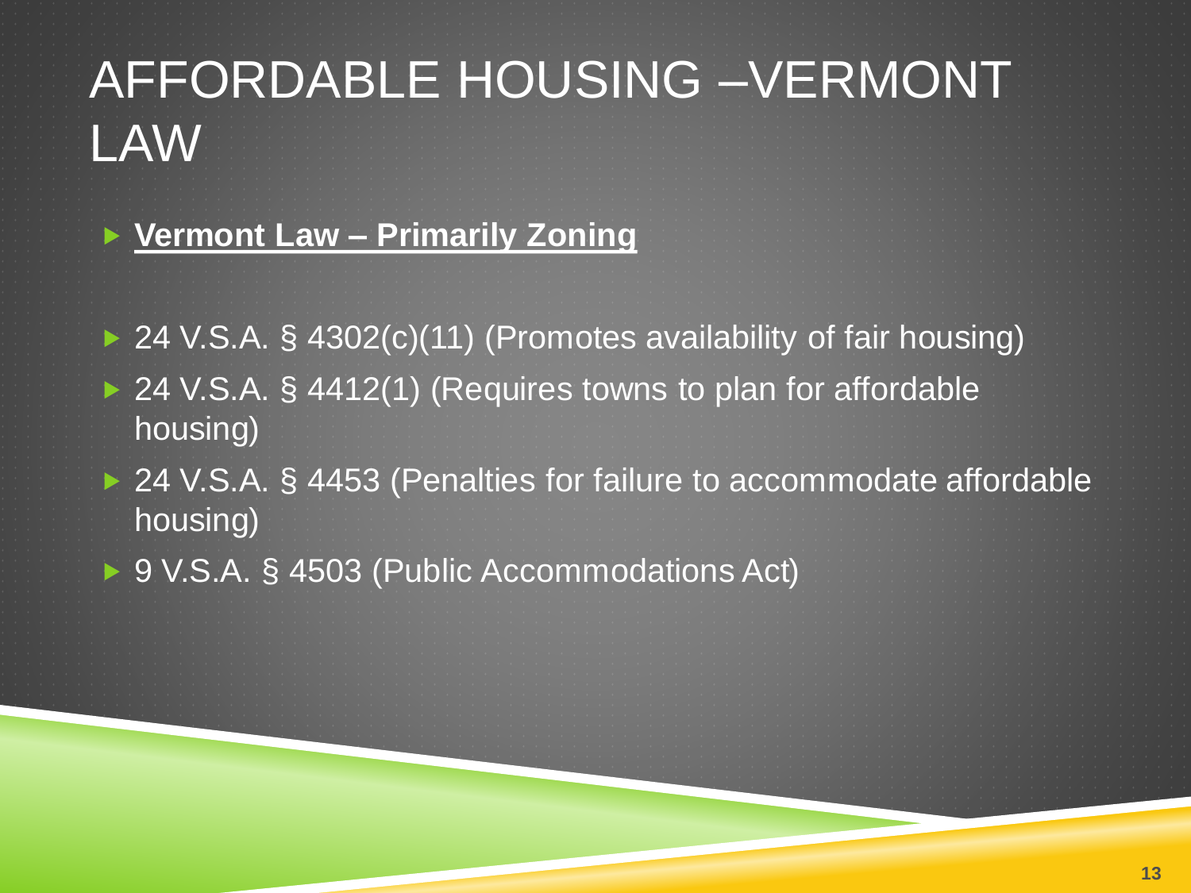# AFFORDABLE HOUSING –VERMONT LAW

- **Vermont Law – Primarily Zoning**

- 24 V.S.A. § 4302(c)(11) (Promotes availability of fair housing)
- 24 V.S.A. § 4412(1) (Requires towns to plan for affordable housing)
- 24 V.S.A. § 4453 (Penalties for failure to accommodate affordable housing)
- 9 V.S.A. § 4503 (Public Accommodations Act)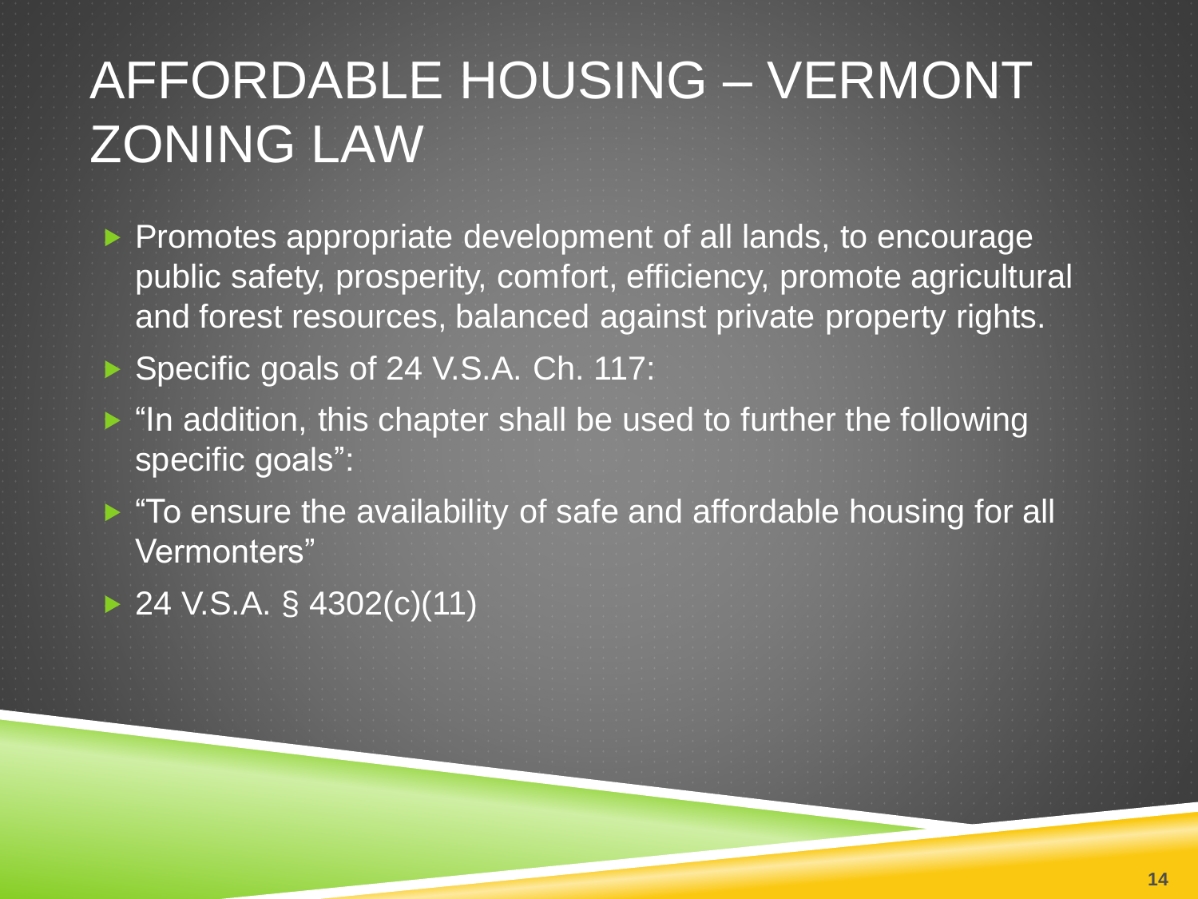# AFFORDABLE HOUSING – VERMONT ZONING LAW

- Promotes appropriate development of all lands, to encourage public safety, prosperity, comfort, efficiency, promote agricultural and forest resources, balanced against private property rights.
- Specific goals of 24 V.S.A. Ch. 117:
- "In addition, this chapter shall be used to further the following specific goals":
- "To ensure the availability of safe and affordable housing for all Vermonters"
- 24 V.S.A. § 4302(c)(11)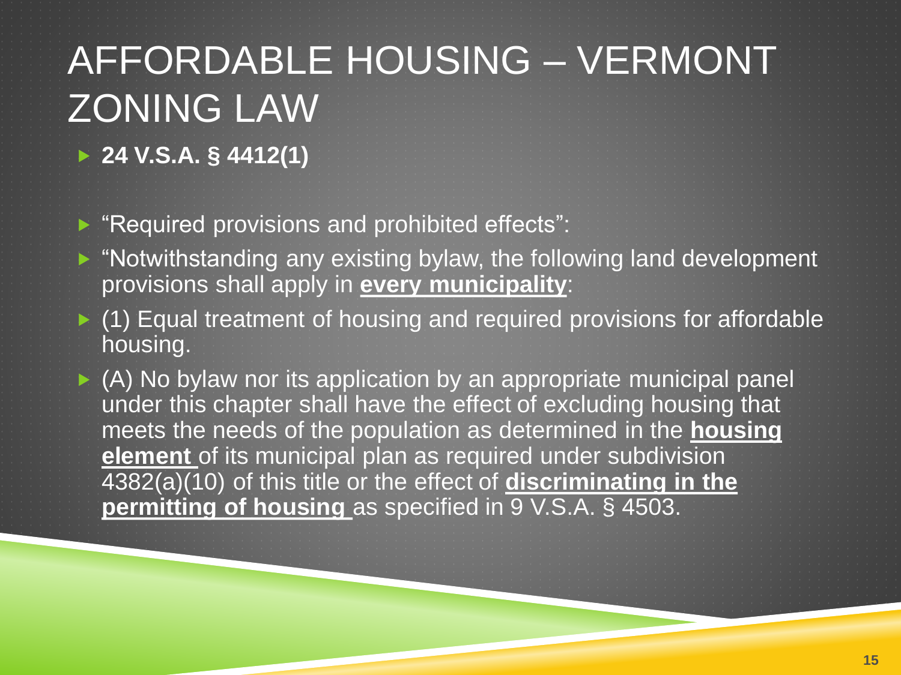# AFFORDABLE HOUSING – VERMONT ZONING LAW

- **24 V.S.A. § 4412(1)**
- "Required provisions and prohibited effects":
- "Notwithstanding any existing bylaw, the following land development provisions shall apply in **every municipality**:
- (1) Equal treatment of housing and required provisions for affordable housing.
- (A) No bylaw nor its application by an appropriate municipal panel under this chapter shall have the effect of excluding housing that meets the needs of the population as determined in the **housing element** of its municipal plan as required under subdivision 4382(a)(10) of this title or the effect of **discriminating in the permitting of housing** as specified in 9 V.S.A. § 4503.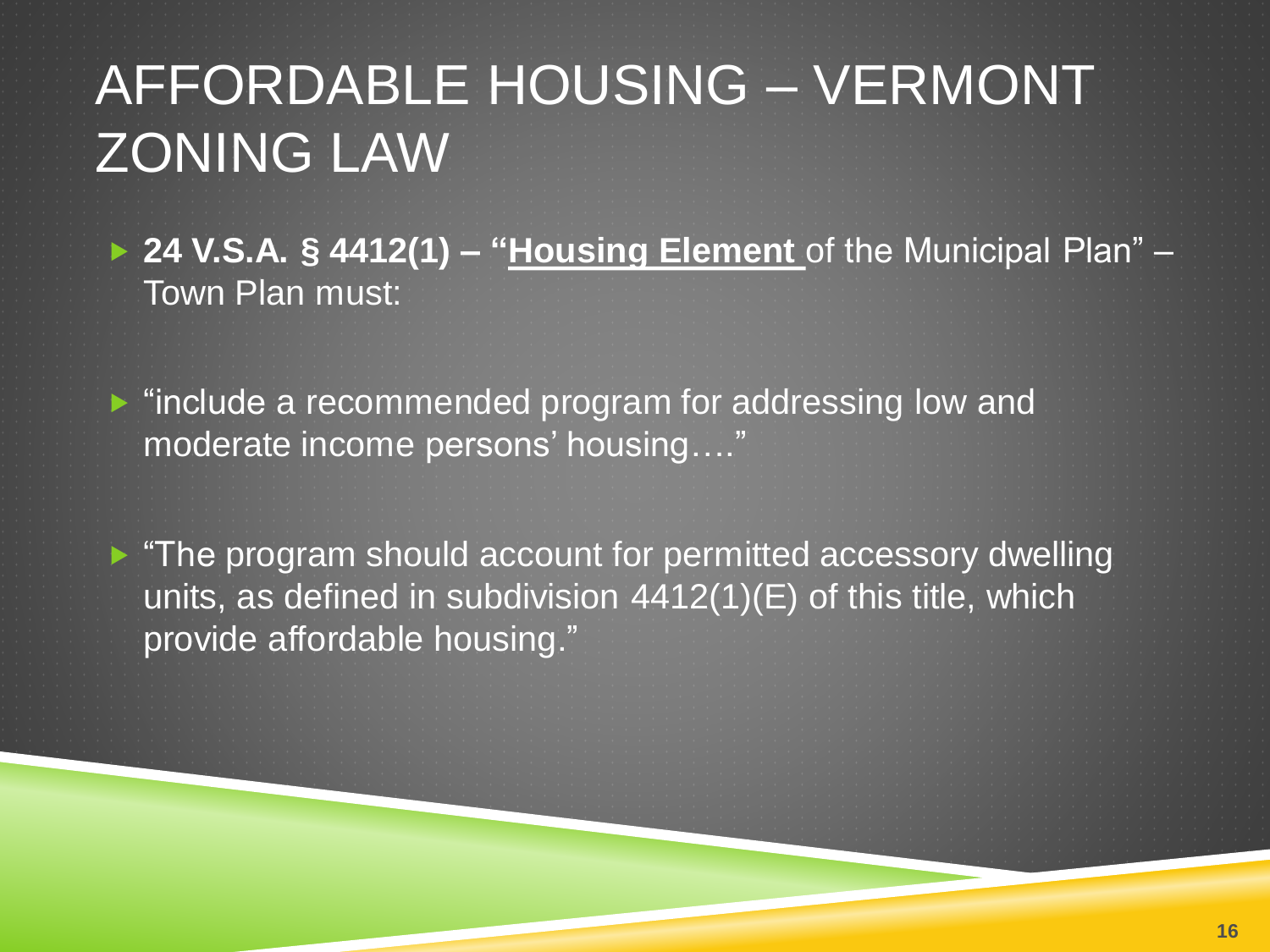# AFFORDABLE HOUSING – VERMONT ZONING LAW

- **24 V.S.A. § 4412(1) – "Housing Element** of the Municipal Plan" – Town Plan must:
- "include a recommended program for addressing low and moderate income persons' housing…."
- "The program should account for permitted accessory dwelling units, as defined in subdivision 4412(1)(E) of this title, which provide affordable housing."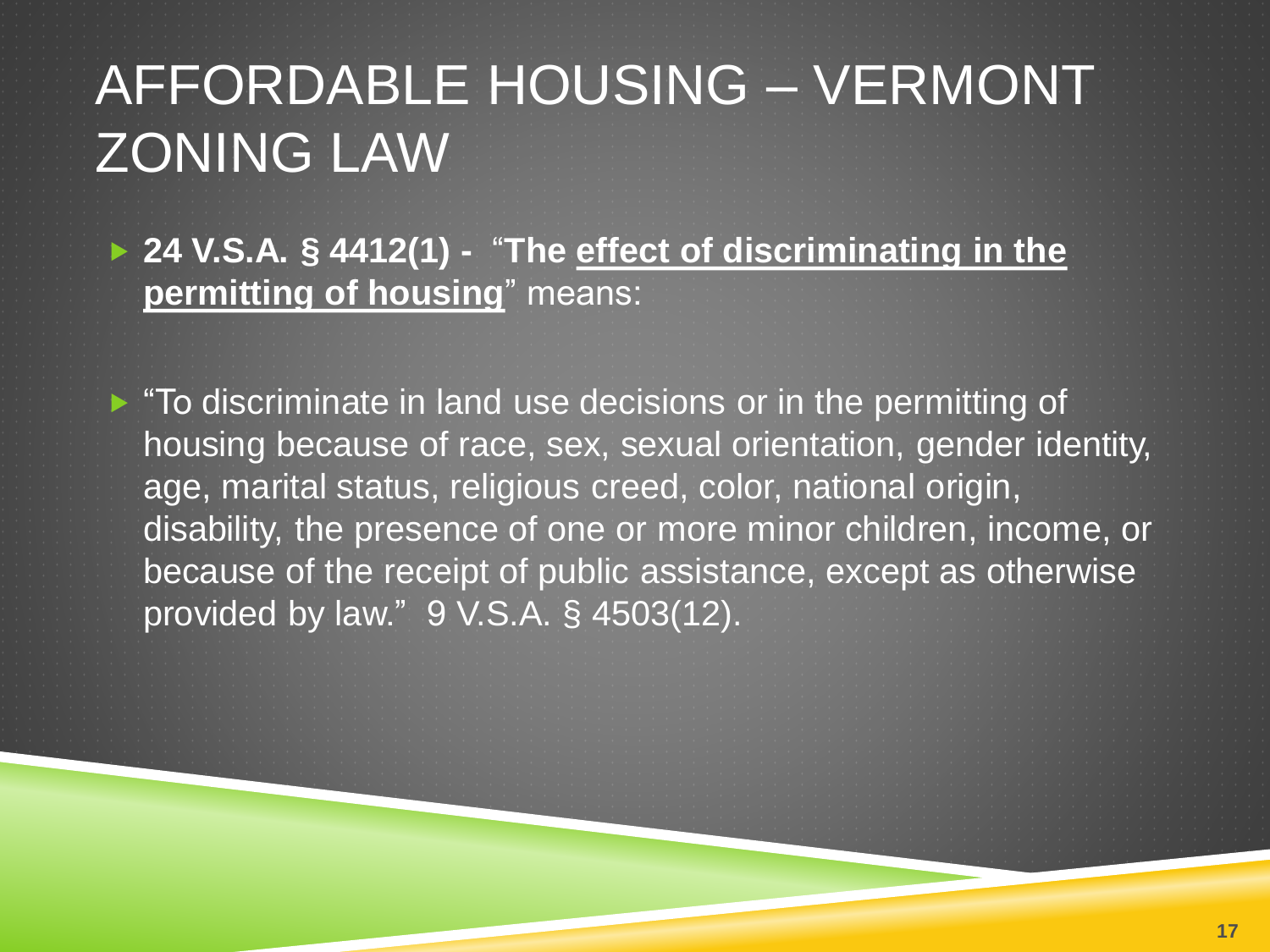# AFFORDABLE HOUSING – VERMONT ZONING LAW

- **24 V.S.A. § 4412(1) -** "**The effect of discriminating in the permitting of housing**" means:

- "To discriminate in land use decisions or in the permitting of housing because of race, sex, sexual orientation, gender identity, age, marital status, religious creed, color, national origin, disability, the presence of one or more minor children, income, or because of the receipt of public assistance, except as otherwise provided by law." 9 V.S.A. § 4503(12).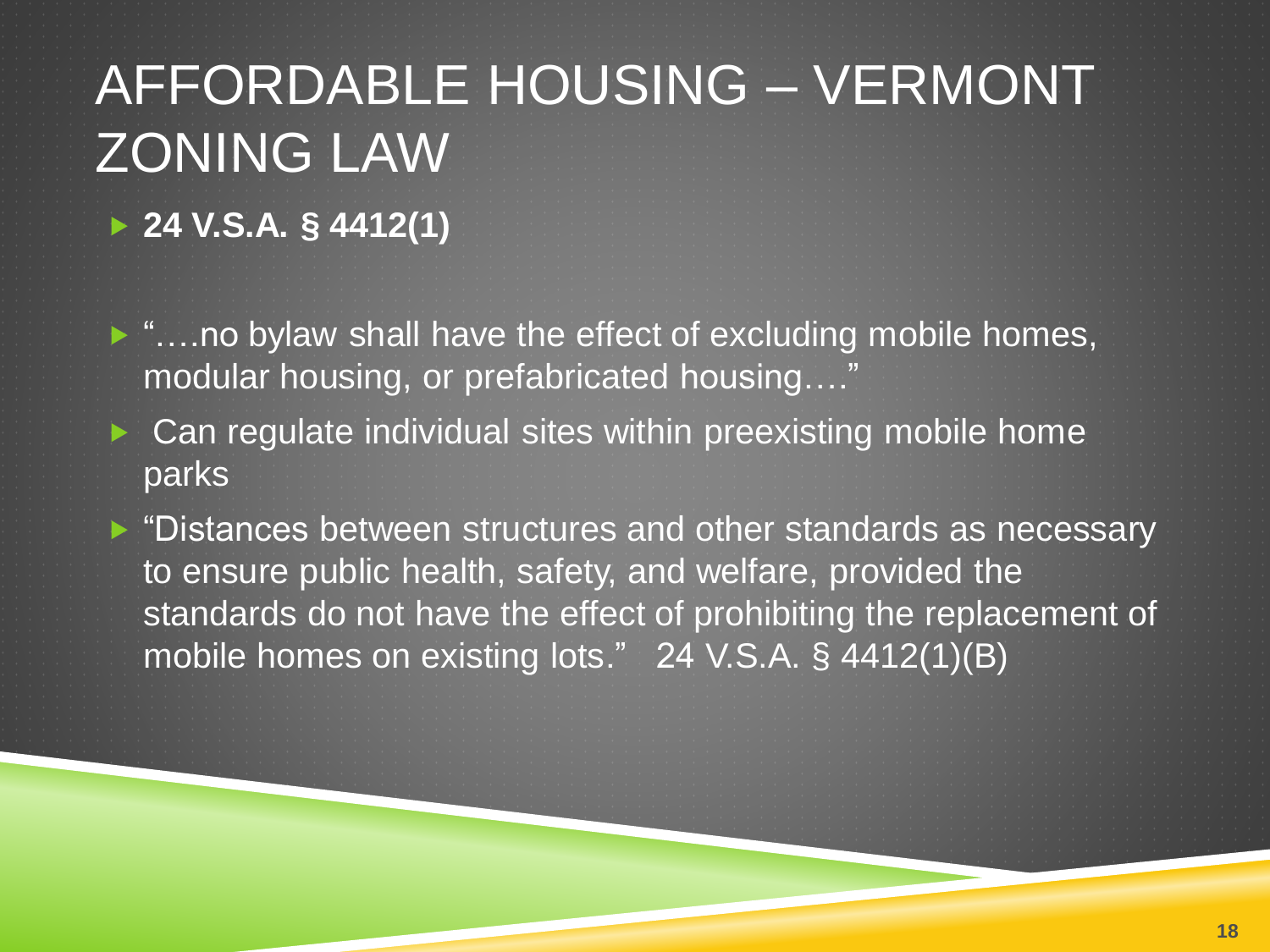# AFFORDABLE HOUSING – VERMONT ZONING LAW

- **24 V.S.A. § 4412(1)**
- "….no bylaw shall have the effect of excluding mobile homes, modular housing, or prefabricated housing…."
- Can regulate individual sites within preexisting mobile home parks
- "Distances between structures and other standards as necessary to ensure public health, safety, and welfare, provided the standards do not have the effect of prohibiting the replacement of mobile homes on existing lots." 24 V.S.A. § 4412(1)(B)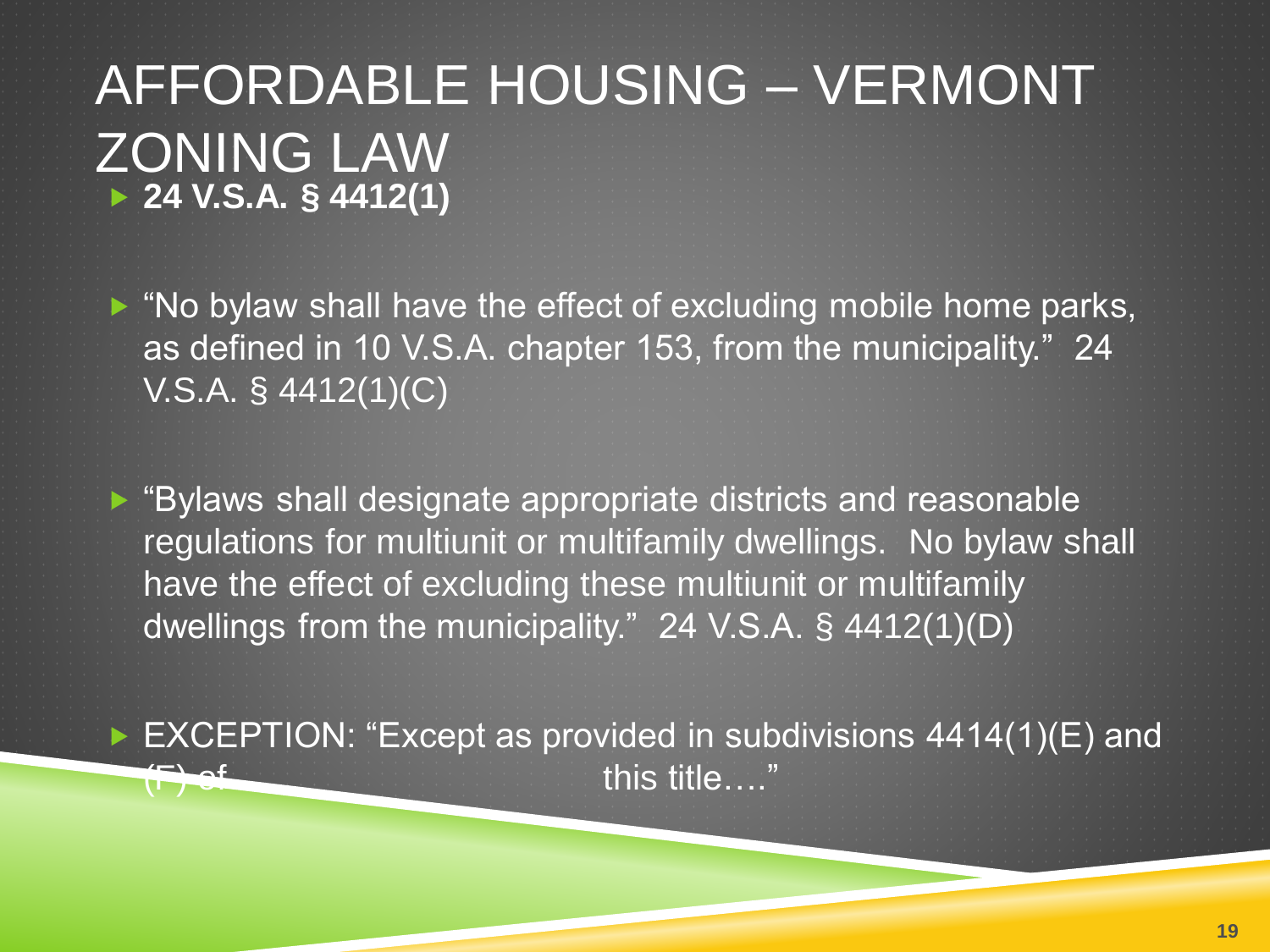# AFFORDABLE HOUSING – VERMONT ZONING LAW

- **24 V.S.A. § 4412(1)**

- "No bylaw shall have the effect of excluding mobile home parks, as defined in 10 V.S.A. chapter 153, from the municipality." 24 V.S.A. § 4412(1)(C)

- "Bylaws shall designate appropriate districts and reasonable regulations for multiunit or multifamily dwellings. No bylaw shall have the effect of excluding these multiunit or multifamily dwellings from the municipality." 24 V.S.A. § 4412(1)(D)

- EXCEPTION: "Except as provided in subdivisions 4414(1)(E) and (F) of this title…."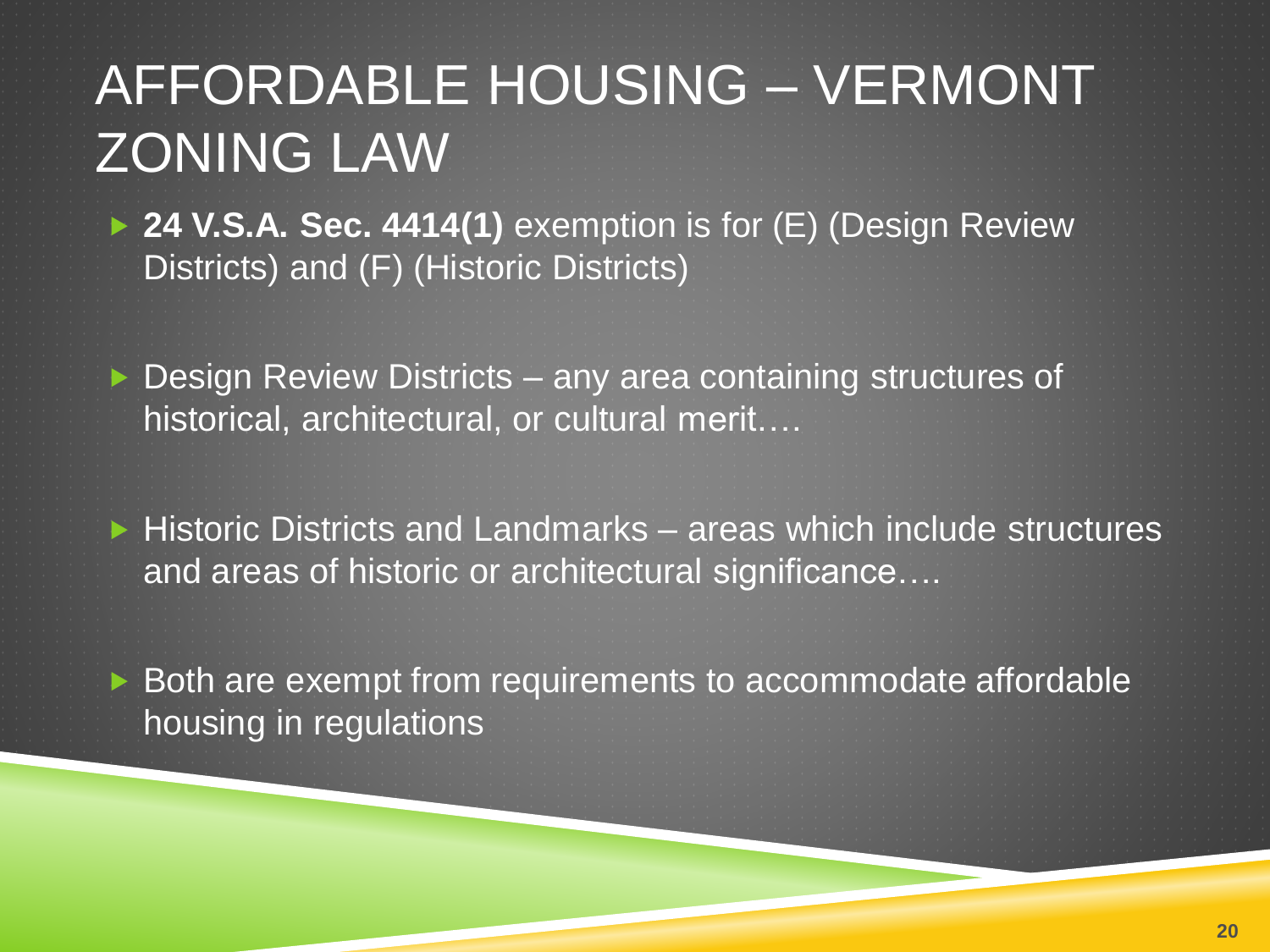# AFFORDABLE HOUSING – VERMONT ZONING LAW

- **24 V.S.A. Sec. 4414(1)** exemption is for (E) (Design Review Districts) and (F) (Historic Districts)
- Design Review Districts – any area containing structures of historical, architectural, or cultural merit….
- Historic Districts and Landmarks – areas which include structures and areas of historic or architectural significance….
- Both are exempt from requirements to accommodate affordable housing in regulations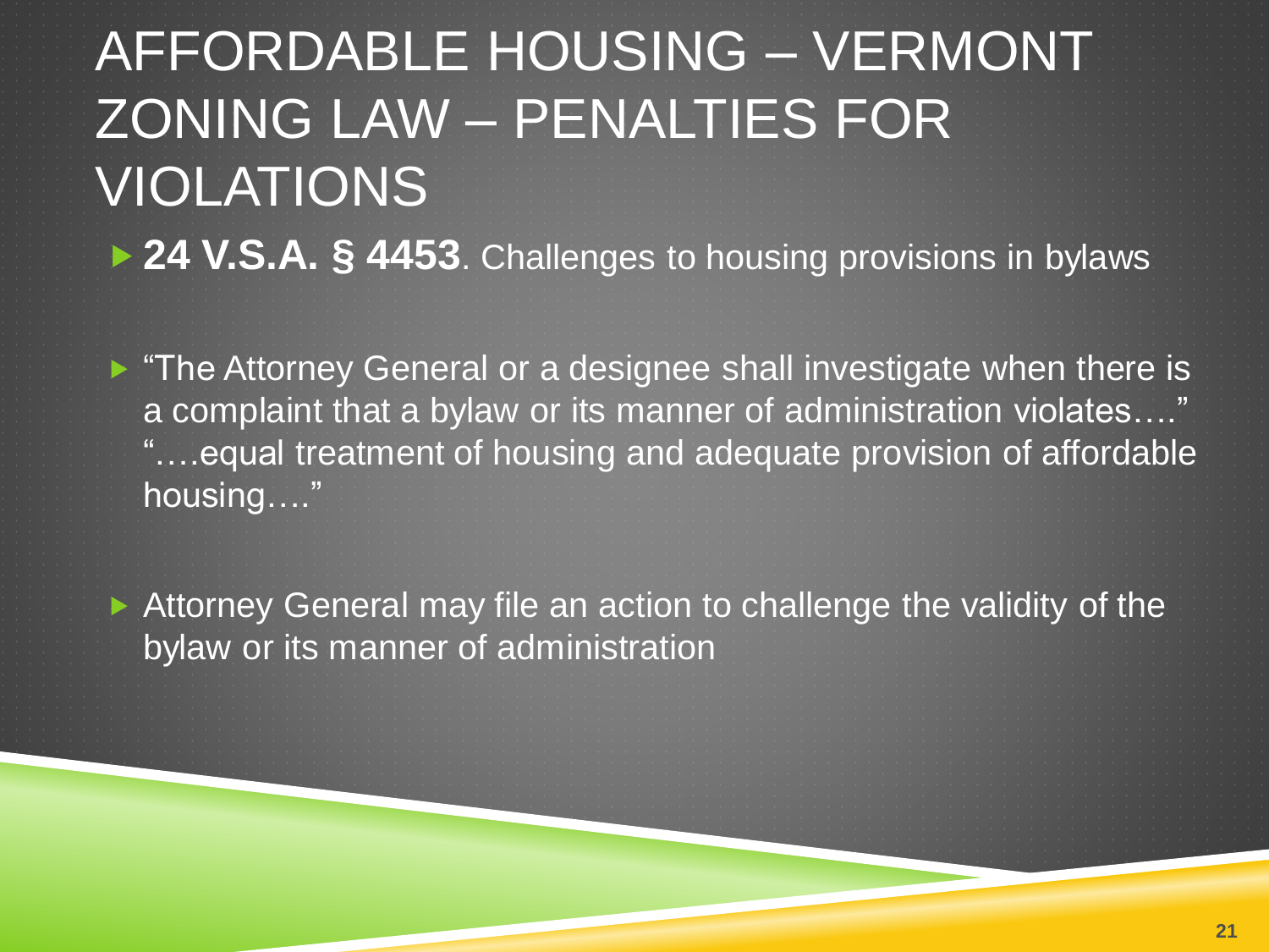# AFFORDABLE HOUSING – VERMONT ZONING LAW – PENALTIES FOR VIOLATIONS

- **24 V.S.A. § 4453**. Challenges to housing provisions in bylaws
- "The Attorney General or a designee shall investigate when there is a complaint that a bylaw or its manner of administration violates…." "….equal treatment of housing and adequate provision of affordable housing…."
- Attorney General may file an action to challenge the validity of the bylaw or its manner of administration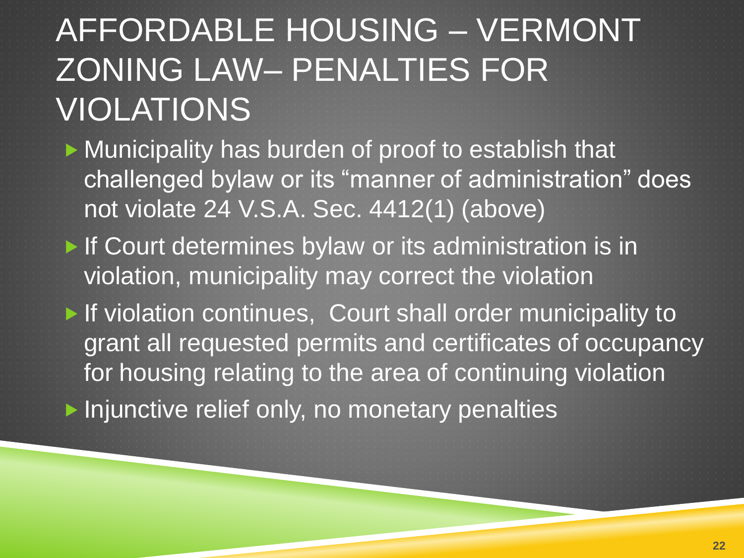# AFFORDABLE HOUSING – VERMONT ZONING LAW– PENALTIES FOR VIOLATIONS

- Municipality has burden of proof to establish that challenged bylaw or its “manner of administration” does not violate 24 V.S.A. Sec. 4412(1) (above)
- If Court determines bylaw or its administration is in violation, municipality may correct the violation
- If violation continues, Court shall order municipality to grant all requested permits and certificates of occupancy for housing relating to the area of continuing violation
- Injunctive relief only, no monetary penalties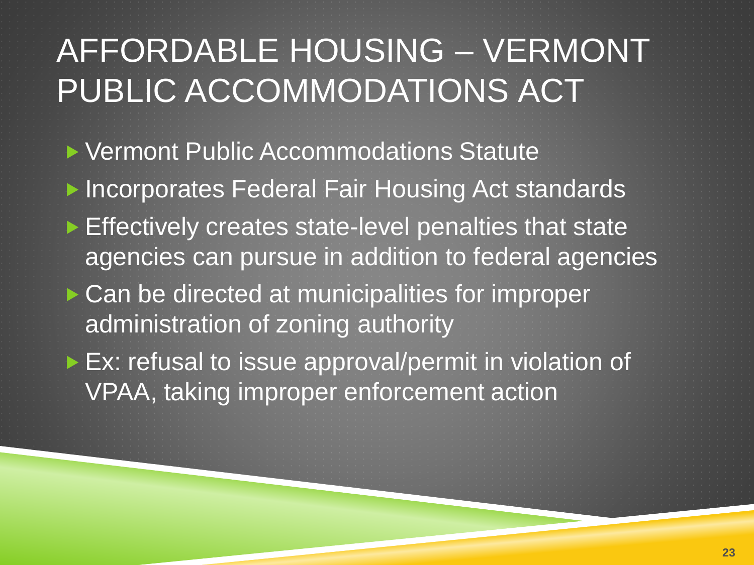# AFFORDABLE HOUSING – VERMONT PUBLIC ACCOMMODATIONS ACT

- Vermont Public Accommodations Statute
- Incorporates Federal Fair Housing Act standards
- Effectively creates state-level penalties that state agencies can pursue in addition to federal agencies
- Can be directed at municipalities for improper administration of zoning authority
- Ex: refusal to issue approval/permit in violation of VPAA, taking improper enforcement action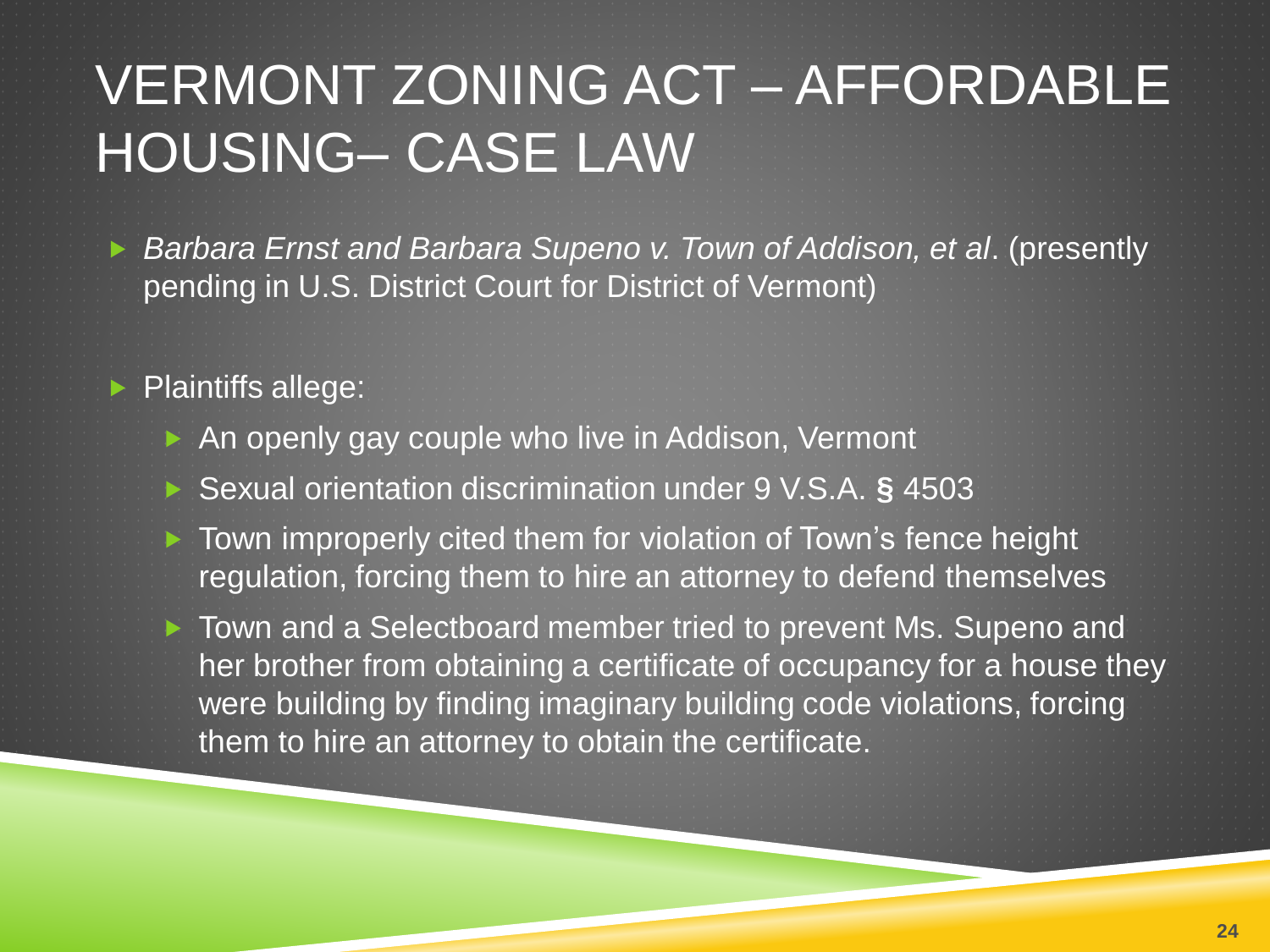# VERMONT ZONING ACT – AFFORDABLE HOUSING– CASE LAW

- *Barbara Ernst and Barbara Supeno v. Town of Addison, et al*. (presently pending in U.S. District Court for District of Vermont)

- Plaintiffs allege:
  - An openly gay couple who live in Addison, Vermont
  - Sexual orientation discrimination under 9 V.S.A. **§** 4503
  - Town improperly cited them for violation of Town's fence height regulation, forcing them to hire an attorney to defend themselves
  - Town and a Selectboard member tried to prevent Ms. Supeno and her brother from obtaining a certificate of occupancy for a house they were building by finding imaginary building code violations, forcing them to hire an attorney to obtain the certificate.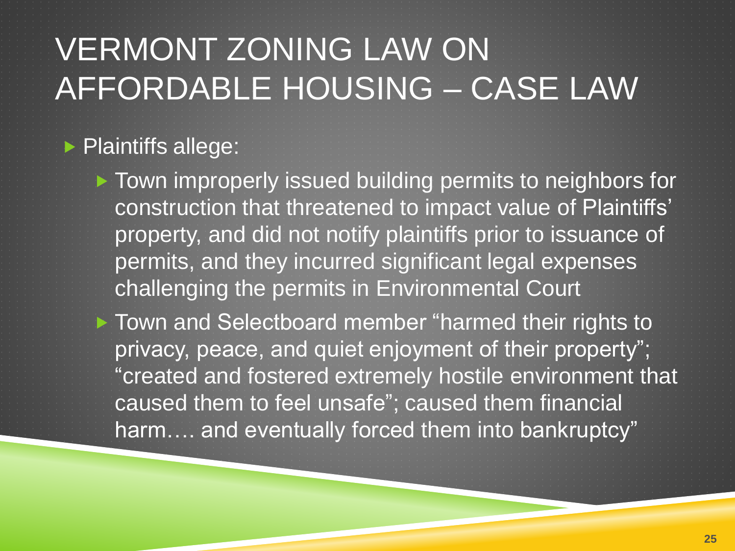# VERMONT ZONING LAW ON AFFORDABLE HOUSING – CASE LAW

- Plaintiffs allege:
  - Town improperly issued building permits to neighbors for construction that threatened to impact value of Plaintiffs' property, and did not notify plaintiffs prior to issuance of permits, and they incurred significant legal expenses challenging the permits in Environmental Court
  - Town and Selectboard member "harmed their rights to privacy, peace, and quiet enjoyment of their property"; "created and fostered extremely hostile environment that caused them to feel unsafe"; caused them financial harm…. and eventually forced them into bankruptcy"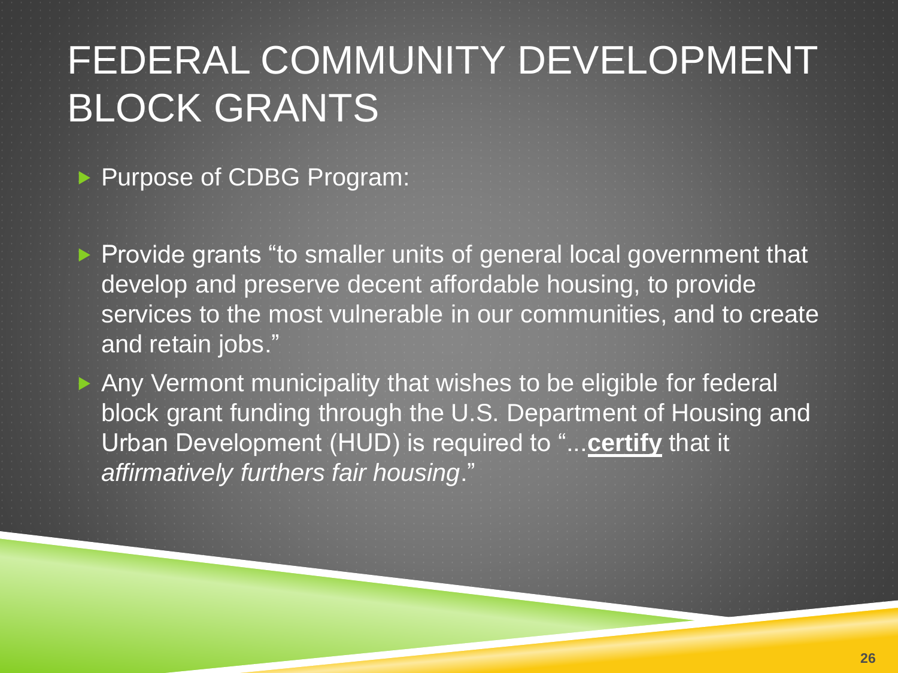# FEDERAL COMMUNITY DEVELOPMENT BLOCK GRANTS

- Purpose of CDBG Program:

- Provide grants "to smaller units of general local government that develop and preserve decent affordable housing, to provide services to the most vulnerable in our communities, and to create and retain jobs."
- Any Vermont municipality that wishes to be eligible for federal block grant funding through the U.S. Department of Housing and Urban Development (HUD) is required to "...**<u>certify</u>** that it *affirmatively furthers fair housing*."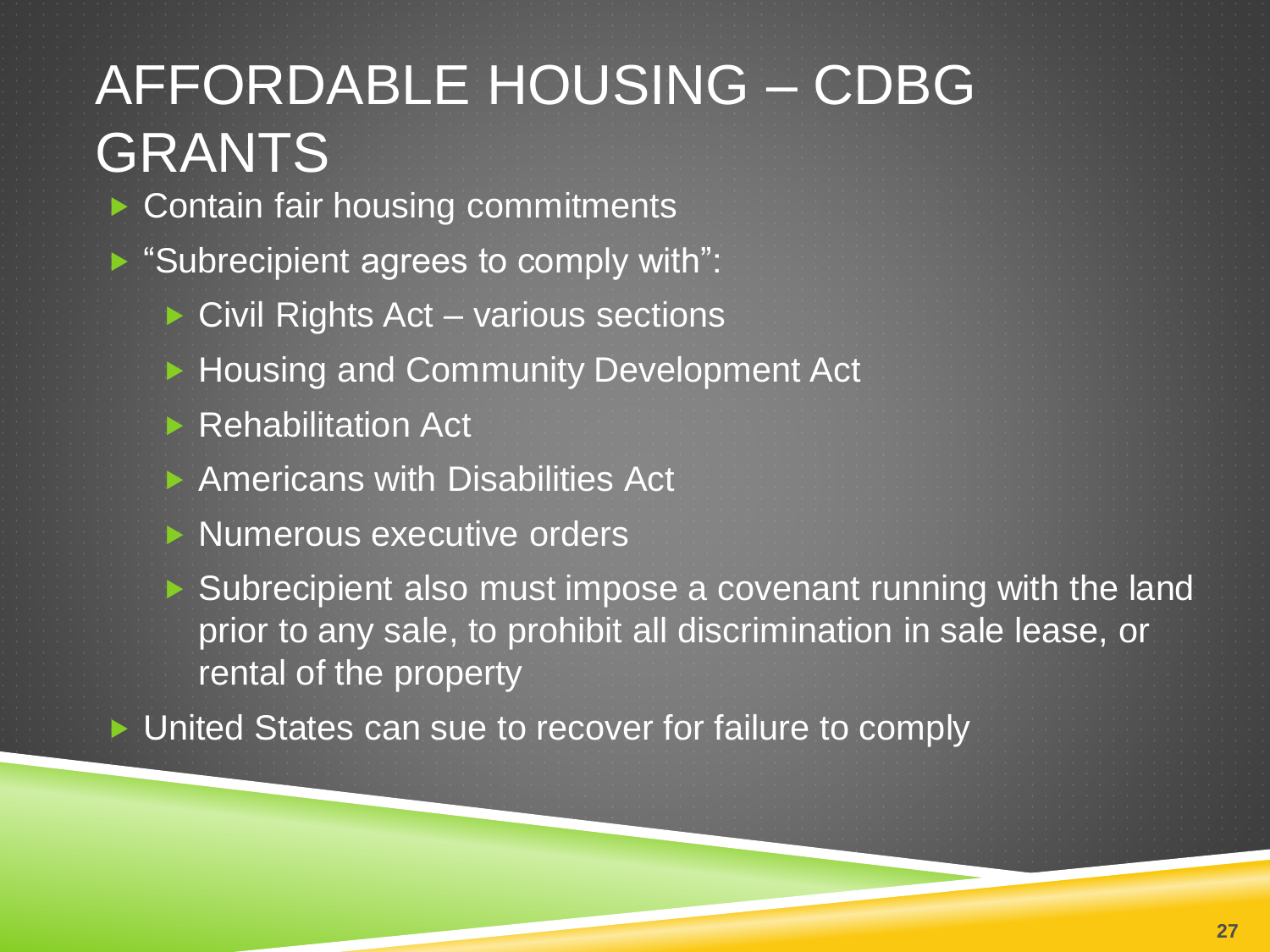# AFFORDABLE HOUSING – CDBG GRANTS

- Contain fair housing commitments
- "Subrecipient agrees to comply with":
  - Civil Rights Act – various sections
  - Housing and Community Development Act
  - Rehabilitation Act
  - Americans with Disabilities Act
  - Numerous executive orders
  - Subrecipient also must impose a covenant running with the land prior to any sale, to prohibit all discrimination in sale lease, or rental of the property
- United States can sue to recover for failure to comply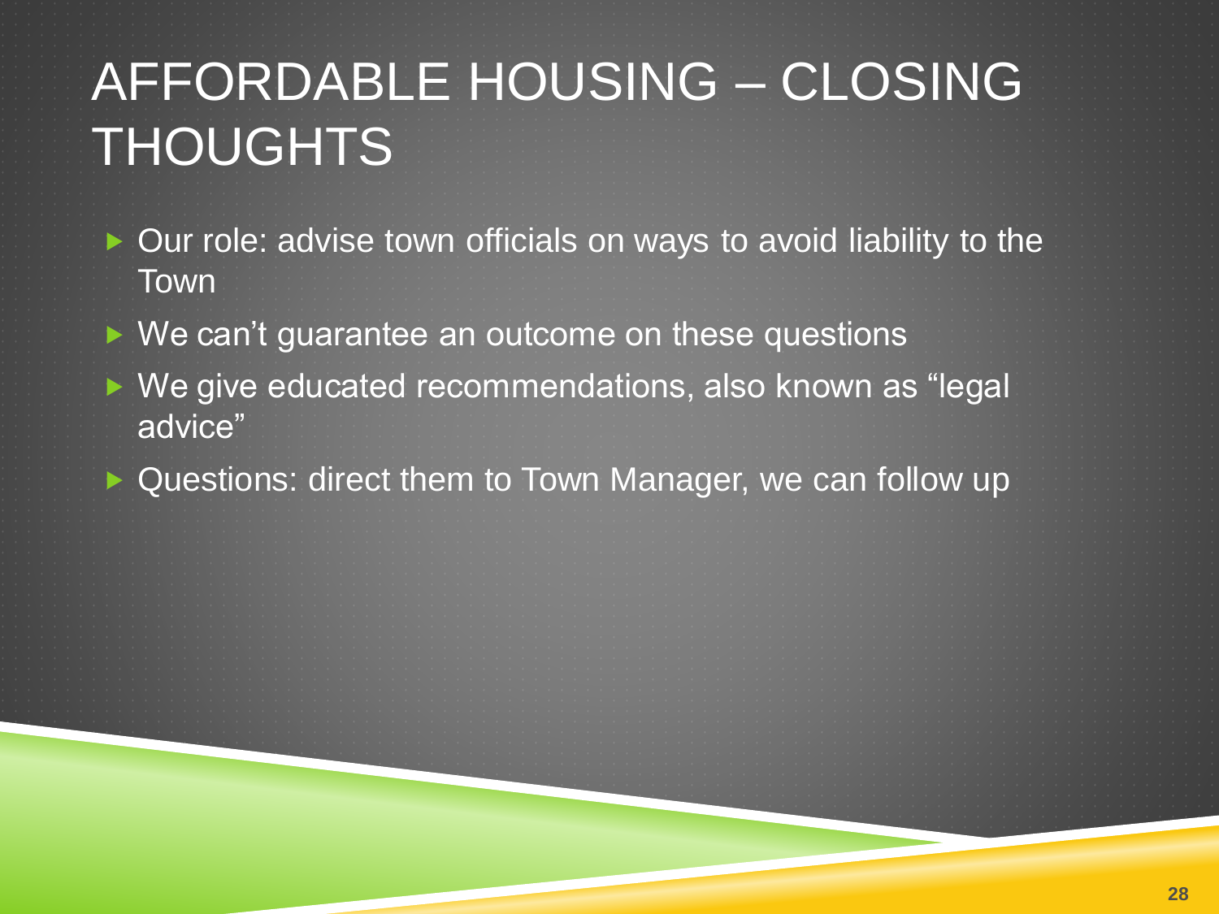# AFFORDABLE HOUSING – CLOSING THOUGHTS

- Our role: advise town officials on ways to avoid liability to the Town
- We can't guarantee an outcome on these questions
- We give educated recommendations, also known as "legal advice"
- Questions: direct them to Town Manager, we can follow up